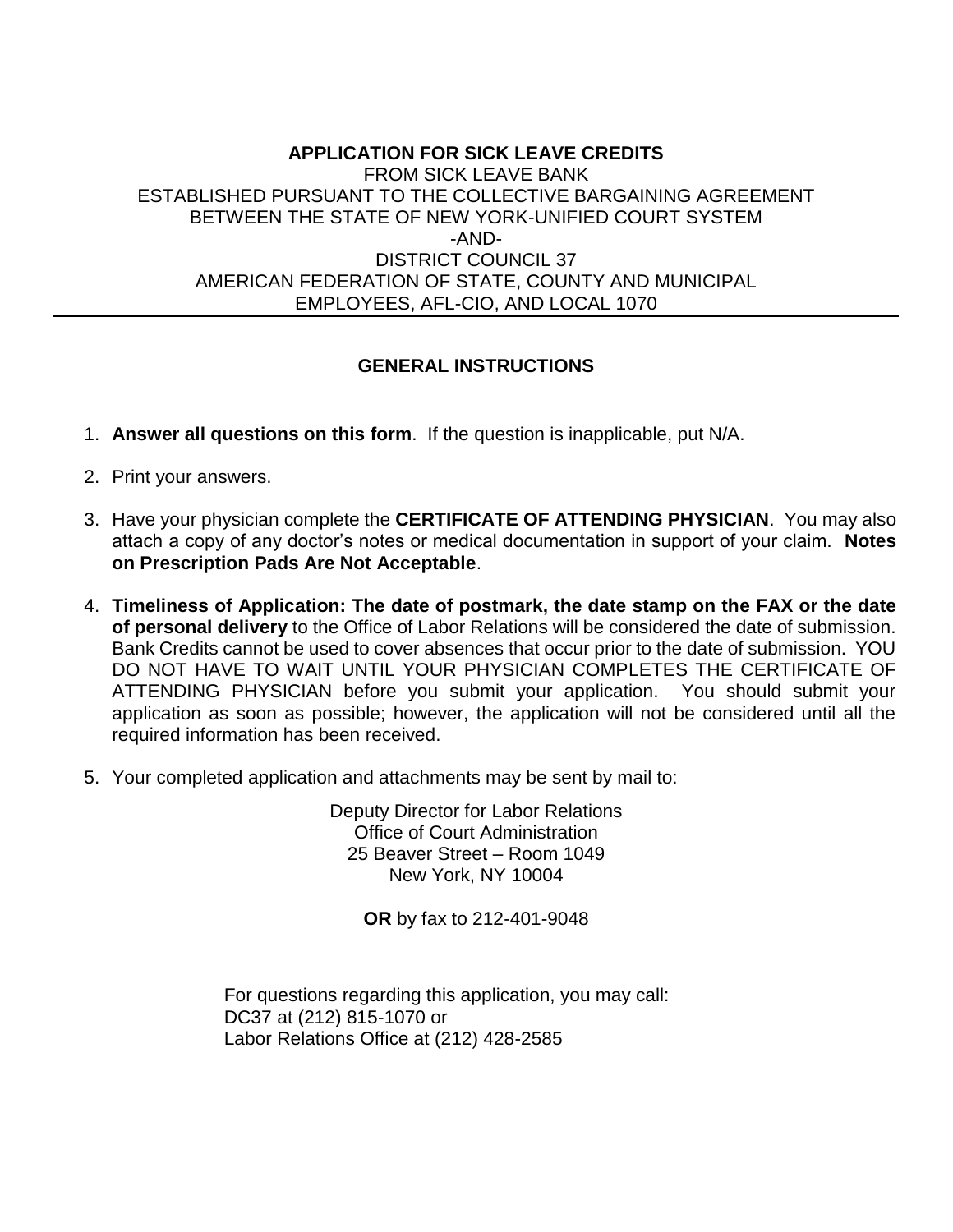# APPLICATION FOR SICK LEAVE CREDITS

FROM SICK LEAVE BANK
ESTABLISHED PURSUANT TO THE COLLECTIVE BARGAINING AGREEMENT
BETWEEN THE STATE OF NEW YORK-UNIFIED COURT SYSTEM
-AND-
DISTRICT COUNCIL 37
AMERICAN FEDERATION OF STATE, COUNTY AND MUNICIPAL
EMPLOYEES, AFL-CIO, AND LOCAL 1070

---

## GENERAL INSTRUCTIONS

1. **Answer all questions on this form**. If the question is inapplicable, put N/A.

2. Print your answers.

3. Have your physician complete the **CERTIFICATE OF ATTENDING PHYSICIAN**. You may also attach a copy of any doctor's notes or medical documentation in support of your claim. **Notes on Prescription Pads Are Not Acceptable**.

4. **Timeliness of Application: The date of postmark, the date stamp on the FAX or the date of personal delivery** to the Office of Labor Relations will be considered the date of submission. Bank Credits cannot be used to cover absences that occur prior to the date of submission. YOU DO NOT HAVE TO WAIT UNTIL YOUR PHYSICIAN COMPLETES THE CERTIFICATE OF ATTENDING PHYSICIAN before you submit your application. You should submit your application as soon as possible; however, the application will not be considered until all the required information has been received.

5. Your completed application and attachments may be sent by mail to:

   Deputy Director for Labor Relations
   Office of Court Administration
   25 Beaver Street – Room 1049
   New York, NY 10004

   **OR** by fax to 212-401-9048

For questions regarding this application, you may call:
DC37 at (212) 815-1070 or
Labor Relations Office at (212) 428-2585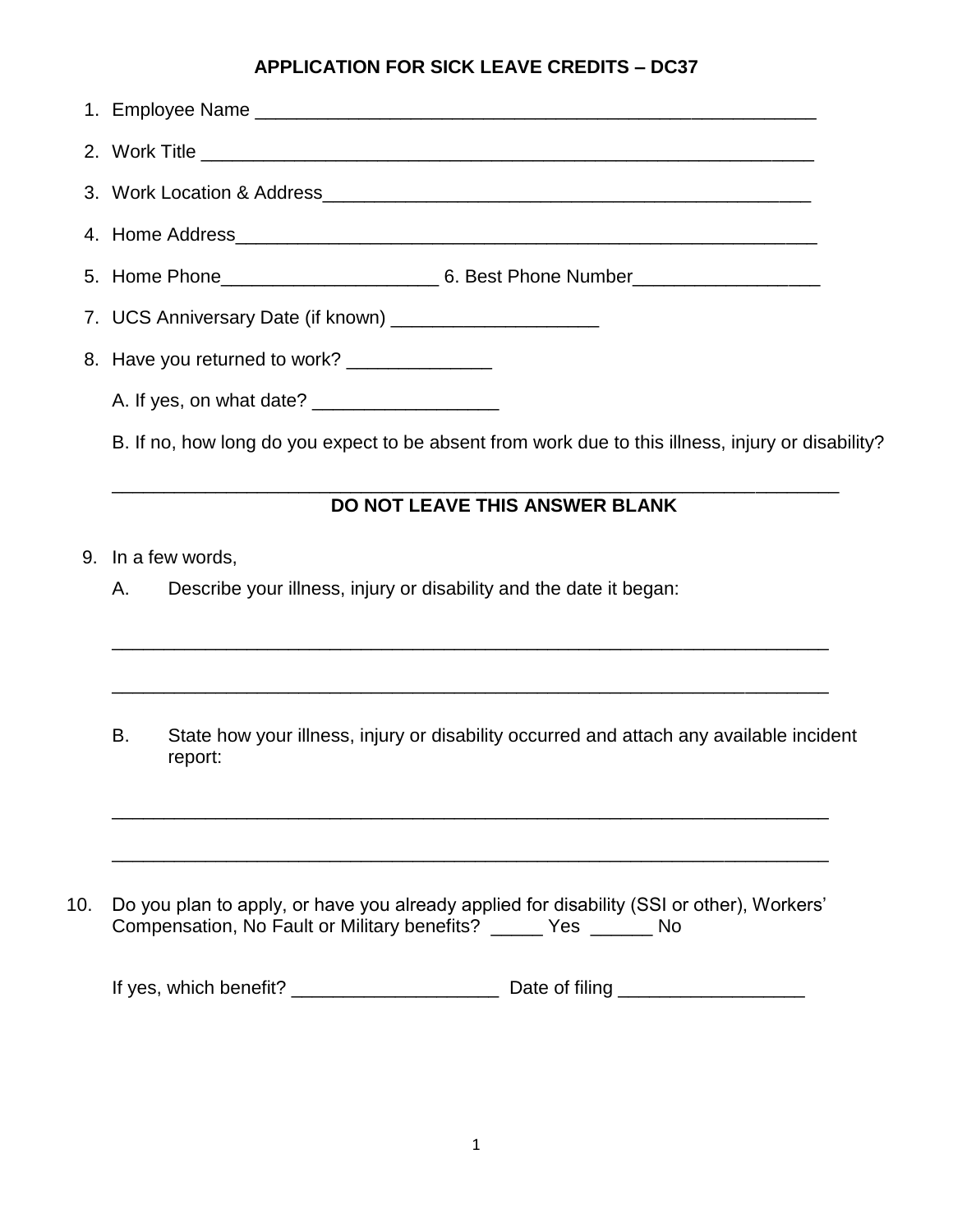## APPLICATION FOR SICK LEAVE CREDITS – DC37

1. Employee Name \_\_\_\_\_\_\_\_\_\_\_\_\_\_\_\_\_\_\_\_\_\_\_\_\_\_\_\_\_\_\_\_\_\_\_\_\_\_\_\_\_\_\_\_\_\_\_\_\_\_\_\_\_\_\_\_
2. Work Title \_\_\_\_\_\_\_\_\_\_\_\_\_\_\_\_\_\_\_\_\_\_\_\_\_\_\_\_\_\_\_\_\_\_\_\_\_\_\_\_\_\_\_\_\_\_\_\_\_\_\_\_\_\_\_\_\_\_\_\_
3. Work Location & Address\_\_\_\_\_\_\_\_\_\_\_\_\_\_\_\_\_\_\_\_\_\_\_\_\_\_\_\_\_\_\_\_\_\_\_\_\_\_\_\_\_\_\_\_\_\_\_\_
4. Home Address\_\_\_\_\_\_\_\_\_\_\_\_\_\_\_\_\_\_\_\_\_\_\_\_\_\_\_\_\_\_\_\_\_\_\_\_\_\_\_\_\_\_\_\_\_\_\_\_\_\_\_\_\_\_\_\_\_\_\_\_
5. Home Phone\_\_\_\_\_\_\_\_\_\_\_\_\_\_\_\_\_\_\_\_\_\_ 6. Best Phone Number\_\_\_\_\_\_\_\_\_\_\_\_\_\_\_\_\_\_\_
7. UCS Anniversary Date (if known) \_\_\_\_\_\_\_\_\_\_\_\_\_\_\_\_\_\_\_\_\_
8. Have you returned to work? \_\_\_\_\_\_\_\_\_\_\_\_\_\_\_

   A. If yes, on what date? \_\_\_\_\_\_\_\_\_\_\_\_\_\_\_\_\_\_\_

   B. If no, how long do you expect to be absent from work due to this illness, injury or disability?

   \_\_\_\_\_\_\_\_\_\_\_\_\_\_\_\_\_\_\_\_\_\_\_\_\_\_\_\_\_\_\_\_\_\_\_\_\_\_\_\_\_\_\_\_\_\_\_\_\_\_\_\_\_\_\_\_\_\_\_\_\_\_\_\_\_\_\_\_\_\_\_\_

   **DO NOT LEAVE THIS ANSWER BLANK**

9. In a few words,

   A. Describe your illness, injury or disability and the date it began:

   \_\_\_\_\_\_\_\_\_\_\_\_\_\_\_\_\_\_\_\_\_\_\_\_\_\_\_\_\_\_\_\_\_\_\_\_\_\_\_\_\_\_\_\_\_\_\_\_\_\_\_\_\_\_\_\_\_\_\_\_\_\_\_\_\_\_\_\_\_\_\_\_

   \_\_\_\_\_\_\_\_\_\_\_\_\_\_\_\_\_\_\_\_\_\_\_\_\_\_\_\_\_\_\_\_\_\_\_\_\_\_\_\_\_\_\_\_\_\_\_\_\_\_\_\_\_\_\_\_\_\_\_\_\_\_\_\_\_\_\_\_\_\_\_\_

   B. State how your illness, injury or disability occurred and attach any available incident report:

   \_\_\_\_\_\_\_\_\_\_\_\_\_\_\_\_\_\_\_\_\_\_\_\_\_\_\_\_\_\_\_\_\_\_\_\_\_\_\_\_\_\_\_\_\_\_\_\_\_\_\_\_\_\_\_\_\_\_\_\_\_\_\_\_\_\_\_\_\_\_\_\_

   \_\_\_\_\_\_\_\_\_\_\_\_\_\_\_\_\_\_\_\_\_\_\_\_\_\_\_\_\_\_\_\_\_\_\_\_\_\_\_\_\_\_\_\_\_\_\_\_\_\_\_\_\_\_\_\_\_\_\_\_\_\_\_\_\_\_\_\_\_\_\_\_

10. Do you plan to apply, or have you already applied for disability (SSI or other), Workers' Compensation, No Fault or Military benefits? \_\_\_\_\_ Yes \_\_\_\_\_\_ No

    If yes, which benefit? \_\_\_\_\_\_\_\_\_\_\_\_\_\_\_\_\_\_\_\_\_ Date of filing \_\_\_\_\_\_\_\_\_\_\_\_\_\_\_\_\_\_\_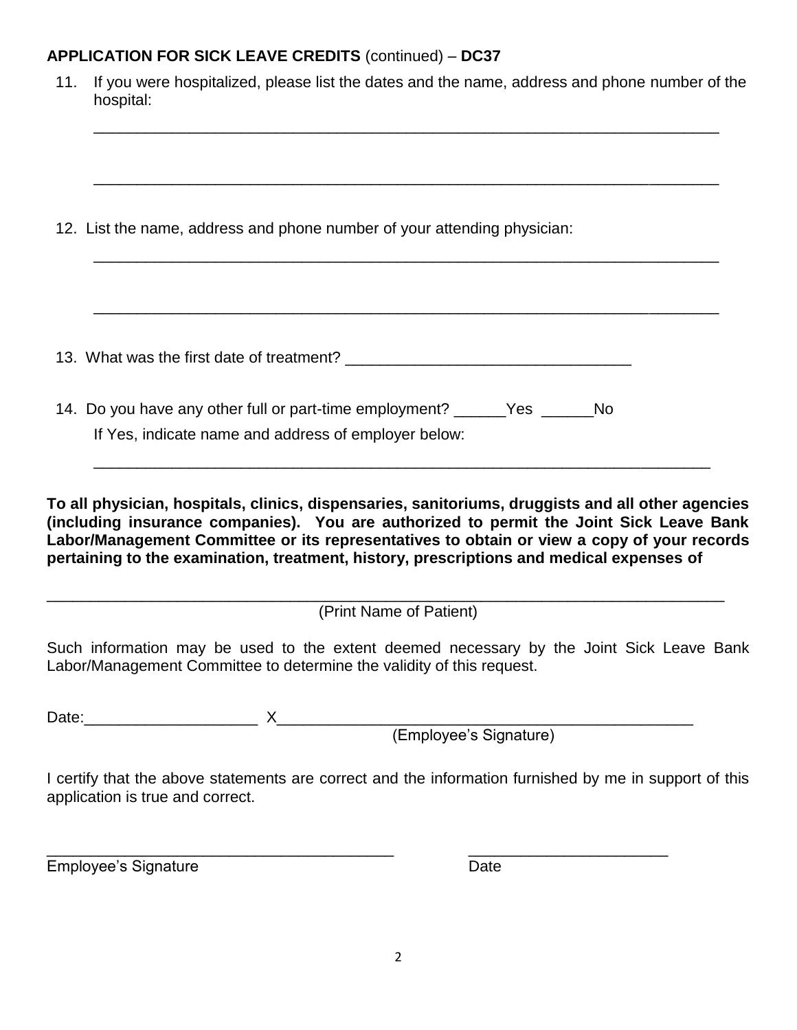**APPLICATION FOR SICK LEAVE CREDITS** (continued) – **DC37**

11. If you were hospitalized, please list the dates and the name, address and phone number of the hospital:

    ___________________________________________________________________________

    ___________________________________________________________________________

12. List the name, address and phone number of your attending physician:

    ___________________________________________________________________________

    ___________________________________________________________________________

13. What was the first date of treatment? _________________________________

14. Do you have any other full or part-time employment? ______Yes ______No

    If Yes, indicate name and address of employer below:

    ___________________________________________________________________________

**To all physician, hospitals, clinics, dispensaries, sanitoriums, druggists and all other agencies (including insurance companies). You are authorized to permit the Joint Sick Leave Bank Labor/Management Committee or its representatives to obtain or view a copy of your records pertaining to the examination, treatment, history, prescriptions and medical expenses of**

_______________________________________________________________________________

(Print Name of Patient)

Such information may be used to the extent deemed necessary by the Joint Sick Leave Bank Labor/Management Committee to determine the validity of this request.

Date:____________________ X__________________________________________________

(Employee's Signature)

I certify that the above statements are correct and the information furnished by me in support of this application is true and correct.

_________________________________________ _______________________

Employee's Signature Date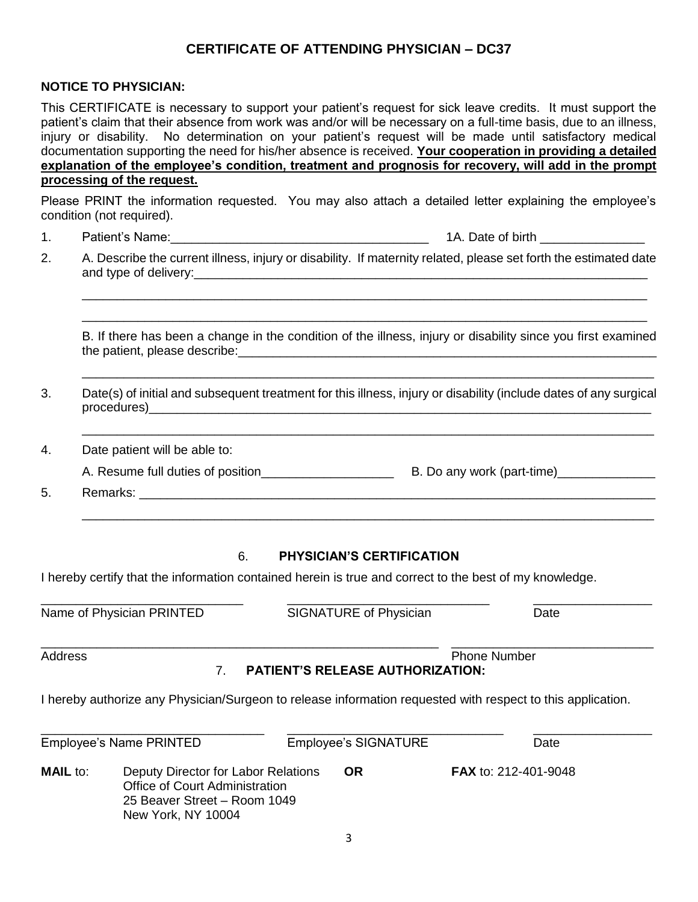# CERTIFICATE OF ATTENDING PHYSICIAN – DC37

**NOTICE TO PHYSICIAN:**

This CERTIFICATE is necessary to support your patient's request for sick leave credits. It must support the patient's claim that their absence from work was and/or will be necessary on a full-time basis, due to an illness, injury or disability. No determination on your patient's request will be made until satisfactory medical documentation supporting the need for his/her absence is received. **Your cooperation in providing a detailed explanation of the employee's condition, treatment and prognosis for recovery, will add in the prompt processing of the request.**

Please PRINT the information requested. You may also attach a detailed letter explaining the employee's condition (not required).

1. Patient's Name:______________________________________ 1A. Date of birth _______________

2. A. Describe the current illness, injury or disability. If maternity related, please set forth the estimated date and type of delivery:______________________________________________________________________

   ______________________________________________________________________

   ______________________________________________________________________

   B. If there has been a change in the condition of the illness, injury or disability since you first examined the patient, please describe:______________________________________________________________________

   ______________________________________________________________________

3. Date(s) of initial and subsequent treatment for this illness, injury or disability (include dates of any surgical procedures)______________________________________________________________________

   ______________________________________________________________________

4. Date patient will be able to:

   A. Resume full duties of position___________________ B. Do any work (part-time)______________

5. Remarks: ______________________________________________________________________

   ______________________________________________________________________

## 6. PHYSICIAN'S CERTIFICATION

I hereby certify that the information contained herein is true and correct to the best of my knowledge.

_____________________________ _____________________________ _________________

Name of Physician PRINTED SIGNATURE of Physician Date

__________________________________________________________ _____________________________

Address Phone Number

## 7. PATIENT'S RELEASE AUTHORIZATION:

I hereby authorize any Physician/Surgeon to release information requested with respect to this application.

_______________________________ _______________________________ _________________

Employee's Name PRINTED Employee's SIGNATURE Date

**MAIL** to: Deputy Director for Labor Relations
Office of Court Administration
25 Beaver Street – Room 1049
New York, NY 10004

**OR**

**FAX** to: 212-401-9048